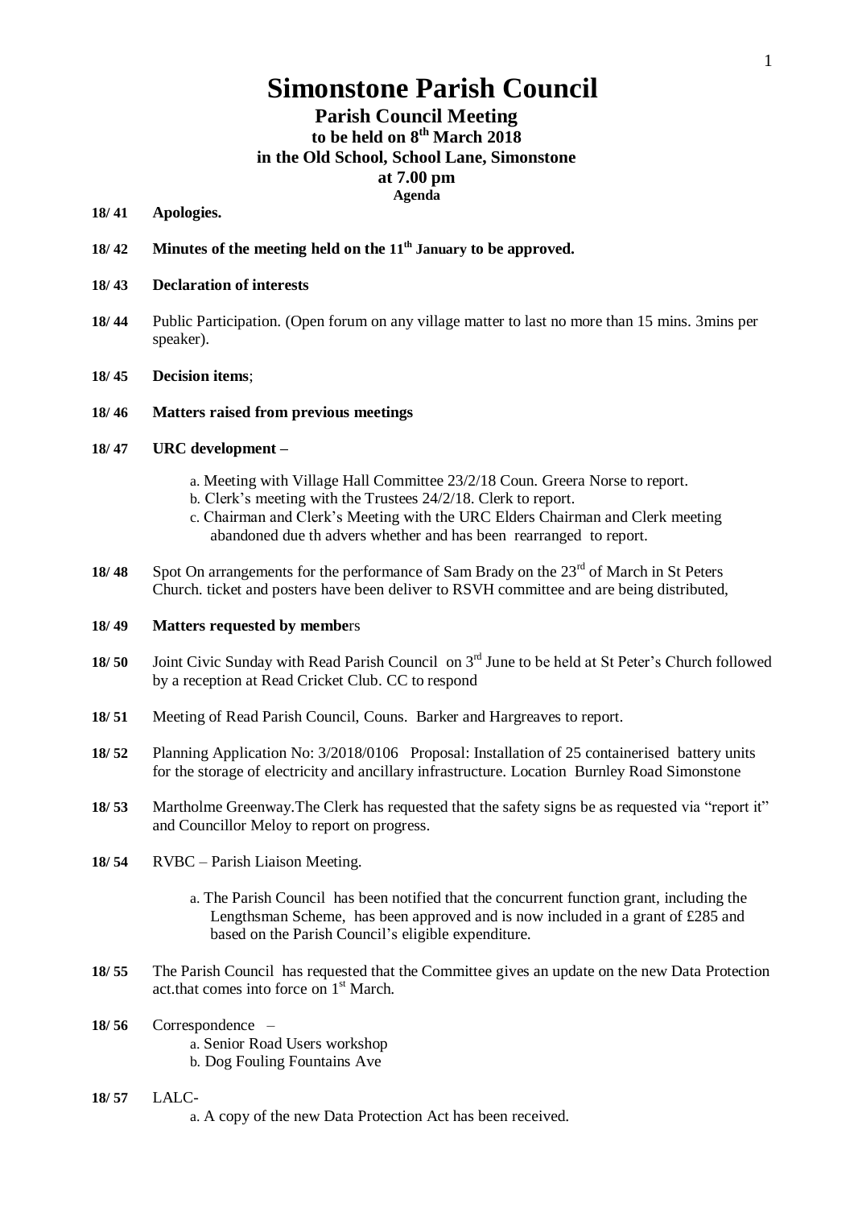# Simonstone Parish Council

## Parish Council Meeting

### to be held on 8th March 2018

### in the Old School, School Lane, Simonstone

### at 7.00 pm

**Agenda**

**18/ 41 Apologies.**

**18/ 42 Minutes of the meeting held on the 11th January to be approved.**

**18/ 43 Declaration of interests**

**18/ 44** Public Participation. (Open forum on any village matter to last no more than 15 mins. 3mins per speaker).

**18/ 45 Decision items**;

**18/ 46 Matters raised from previous meetings**

**18/ 47 URC development –**

a. Meeting with Village Hall Committee 23/2/18 Coun. Greera Norse to report.
b. Clerk's meeting with the Trustees 24/2/18. Clerk to report.
c. Chairman and Clerk's Meeting with the URC Elders Chairman and Clerk meeting abandoned due th advers whether and has been rearranged to report.

**18/ 48** Spot On arrangements for the performance of Sam Brady on the 23rd of March in St Peters Church. ticket and posters have been deliver to RSVH committee and are being distributed,

**18/ 49 Matters requested by members**

**18/ 50** Joint Civic Sunday with Read Parish Council on 3rd June to be held at St Peter's Church followed by a reception at Read Cricket Club. CC to respond

**18/ 51** Meeting of Read Parish Council, Couns. Barker and Hargreaves to report.

**18/ 52** Planning Application No: 3/2018/0106 Proposal: Installation of 25 containerised battery units for the storage of electricity and ancillary infrastructure. Location Burnley Road Simonstone

**18/ 53** Martholme Greenway.The Clerk has requested that the safety signs be as requested via "report it" and Councillor Meloy to report on progress.

**18/ 54** RVBC – Parish Liaison Meeting.

a. The Parish Council has been notified that the concurrent function grant, including the Lengthsman Scheme, has been approved and is now included in a grant of £285 and based on the Parish Council's eligible expenditure.

**18/ 55** The Parish Council has requested that the Committee gives an update on the new Data Protection act.that comes into force on 1st March.

**18/ 56** Correspondence –

a. Senior Road Users workshop
b. Dog Fouling Fountains Ave

**18/ 57** LALC-

a. A copy of the new Data Protection Act has been received.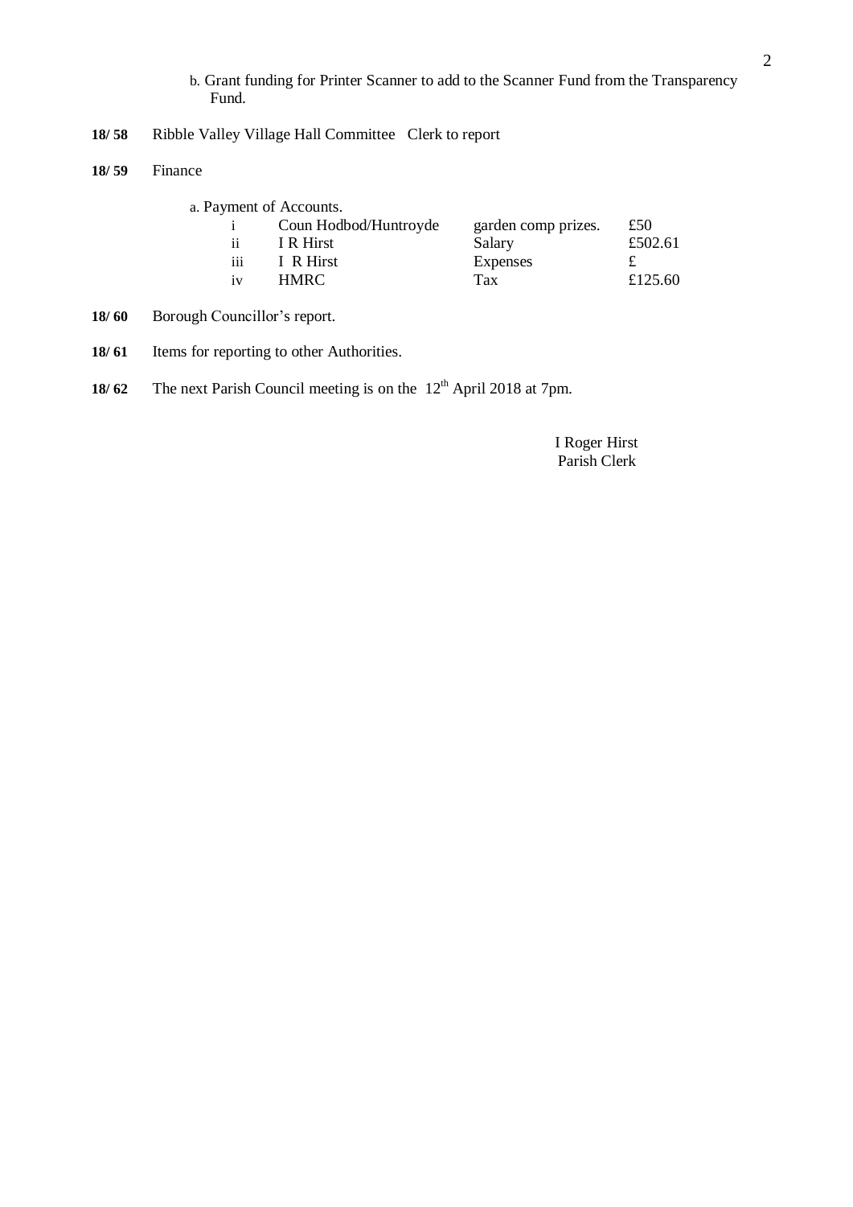b. Grant funding for Printer Scanner to add to the Scanner Fund from the Transparency Fund.

**18/ 58** Ribble Valley Village Hall Committee Clerk to report

**18/ 59** Finance

a. Payment of Accounts.

| | | | |
|---|---|---|---|
| i | Coun Hodbod/Huntroyde | garden comp prizes. | £50 |
| ii | I R Hirst | Salary | £502.61 |
| iii | I R Hirst | Expenses | £ |
| iv | HMRC | Tax | £125.60 |

**18/ 60** Borough Councillor's report.

**18/ 61** Items for reporting to other Authorities.

**18/ 62** The next Parish Council meeting is on the 12th April 2018 at 7pm.

I Roger Hirst
Parish Clerk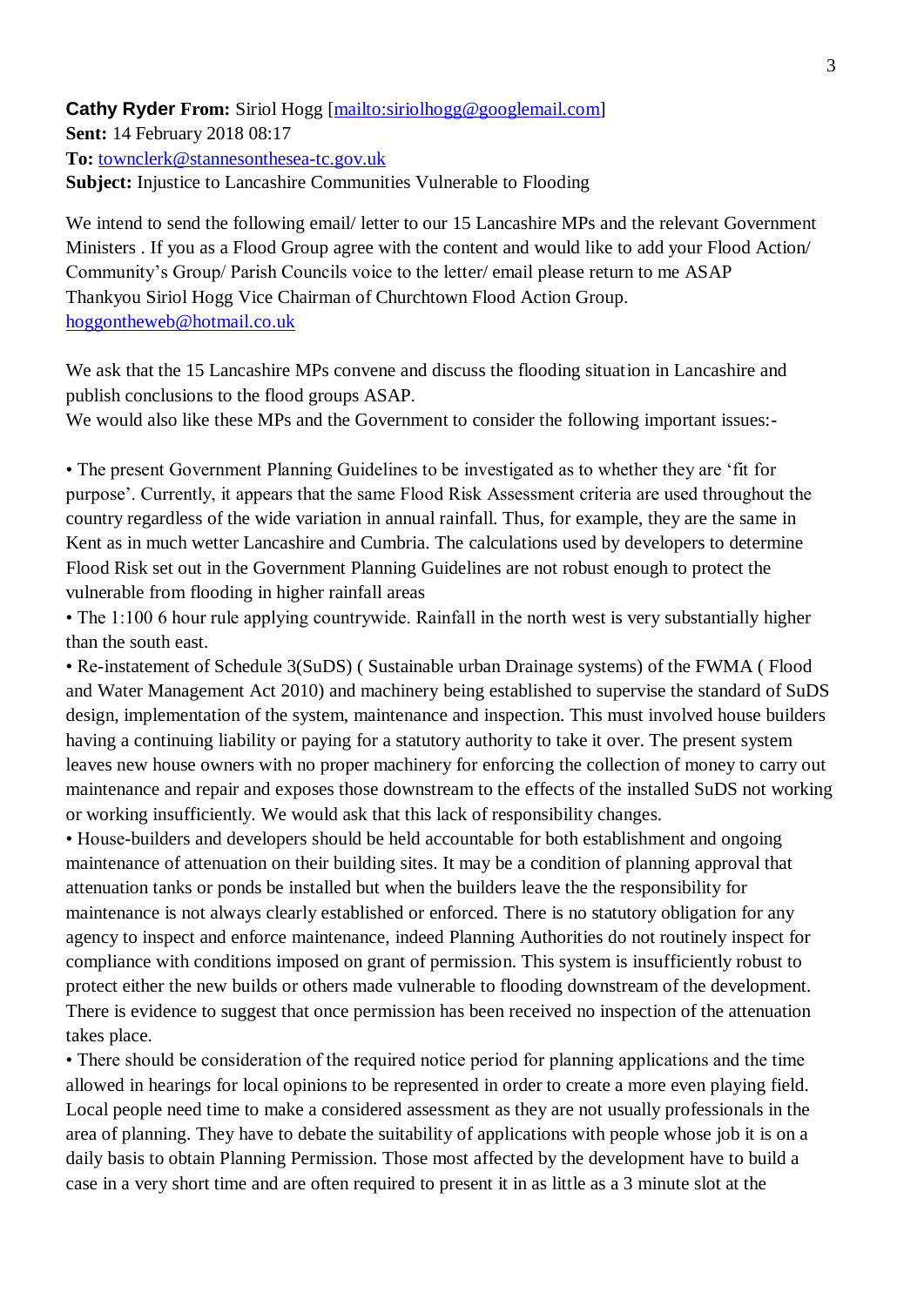**Cathy Ryder From:** Siriol Hogg [mailto:siriolhogg@googlemail.com]
**Sent:** 14 February 2018 08:17
**To:** townclerk@stannesonthesea-tc.gov.uk
**Subject:** Injustice to Lancashire Communities Vulnerable to Flooding

We intend to send the following email/ letter to our 15 Lancashire MPs and the relevant Government Ministers . If you as a Flood Group agree with the content and would like to add your Flood Action/ Community's Group/ Parish Councils voice to the letter/ email please return to me ASAP
Thankyou Siriol Hogg Vice Chairman of Churchtown Flood Action Group.
hoggontheweb@hotmail.co.uk

We ask that the 15 Lancashire MPs convene and discuss the flooding situation in Lancashire and publish conclusions to the flood groups ASAP.
We would also like these MPs and the Government to consider the following important issues:-

- The present Government Planning Guidelines to be investigated as to whether they are 'fit for purpose'. Currently, it appears that the same Flood Risk Assessment criteria are used throughout the country regardless of the wide variation in annual rainfall. Thus, for example, they are the same in Kent as in much wetter Lancashire and Cumbria. The calculations used by developers to determine Flood Risk set out in the Government Planning Guidelines are not robust enough to protect the vulnerable from flooding in higher rainfall areas
- The 1:100 6 hour rule applying countrywide. Rainfall in the north west is very substantially higher than the south east.
- Re-instatement of Schedule 3(SuDS) ( Sustainable urban Drainage systems) of the FWMA ( Flood and Water Management Act 2010) and machinery being established to supervise the standard of SuDS design, implementation of the system, maintenance and inspection. This must involved house builders having a continuing liability or paying for a statutory authority to take it over. The present system leaves new house owners with no proper machinery for enforcing the collection of money to carry out maintenance and repair and exposes those downstream to the effects of the installed SuDS not working or working insufficiently. We would ask that this lack of responsibility changes.
- House-builders and developers should be held accountable for both establishment and ongoing maintenance of attenuation on their building sites. It may be a condition of planning approval that attenuation tanks or ponds be installed but when the builders leave the the responsibility for maintenance is not always clearly established or enforced. There is no statutory obligation for any agency to inspect and enforce maintenance, indeed Planning Authorities do not routinely inspect for compliance with conditions imposed on grant of permission. This system is insufficiently robust to protect either the new builds or others made vulnerable to flooding downstream of the development. There is evidence to suggest that once permission has been received no inspection of the attenuation takes place.
- There should be consideration of the required notice period for planning applications and the time allowed in hearings for local opinions to be represented in order to create a more even playing field. Local people need time to make a considered assessment as they are not usually professionals in the area of planning. They have to debate the suitability of applications with people whose job it is on a daily basis to obtain Planning Permission. Those most affected by the development have to build a case in a very short time and are often required to present it in as little as a 3 minute slot at the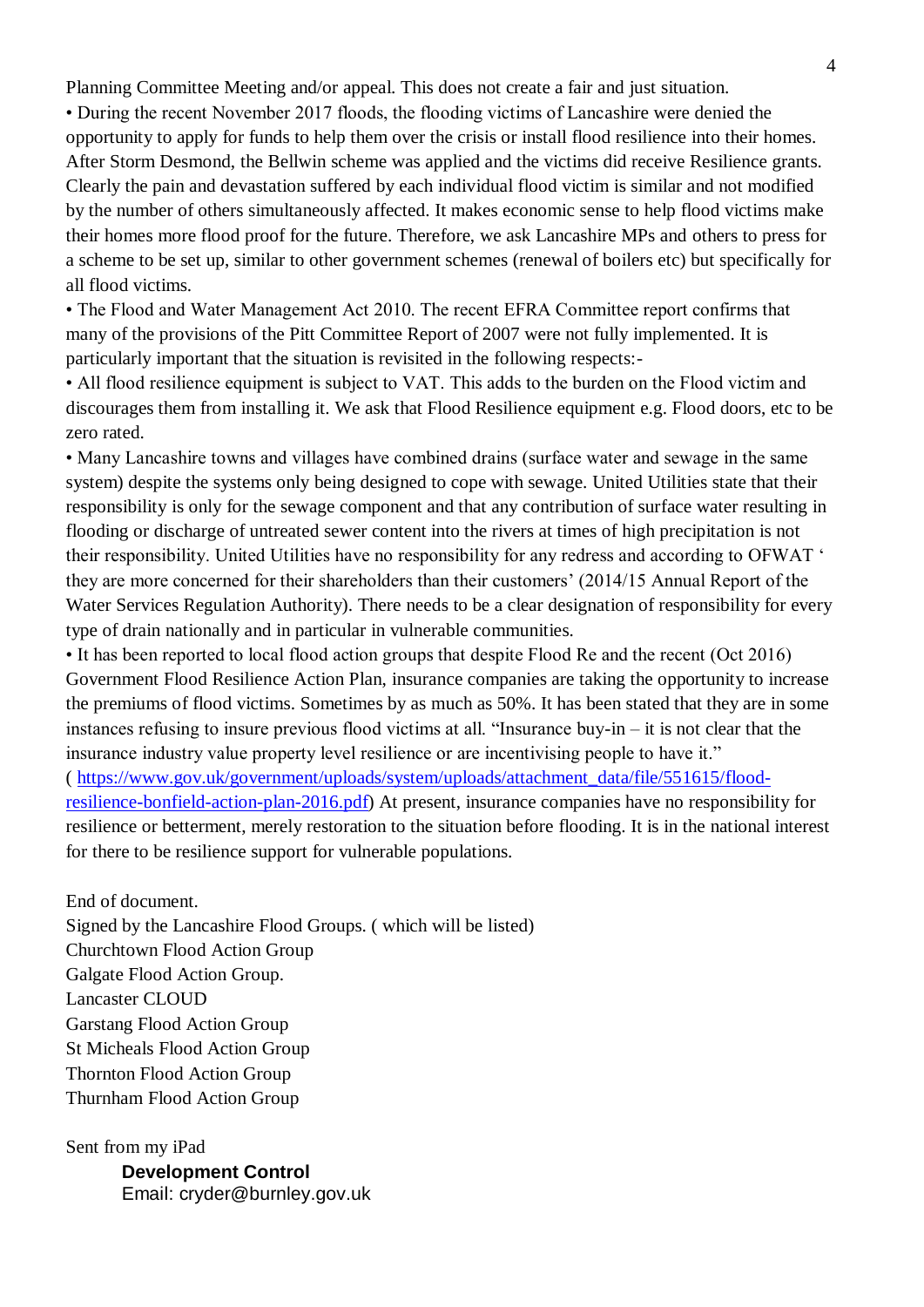Planning Committee Meeting and/or appeal. This does not create a fair and just situation.

- During the recent November 2017 floods, the flooding victims of Lancashire were denied the opportunity to apply for funds to help them over the crisis or install flood resilience into their homes. After Storm Desmond, the Bellwin scheme was applied and the victims did receive Resilience grants. Clearly the pain and devastation suffered by each individual flood victim is similar and not modified by the number of others simultaneously affected. It makes economic sense to help flood victims make their homes more flood proof for the future. Therefore, we ask Lancashire MPs and others to press for a scheme to be set up, similar to other government schemes (renewal of boilers etc) but specifically for all flood victims.
- The Flood and Water Management Act 2010. The recent EFRA Committee report confirms that many of the provisions of the Pitt Committee Report of 2007 were not fully implemented. It is particularly important that the situation is revisited in the following respects:-
- All flood resilience equipment is subject to VAT. This adds to the burden on the Flood victim and discourages them from installing it. We ask that Flood Resilience equipment e.g. Flood doors, etc to be zero rated.
- Many Lancashire towns and villages have combined drains (surface water and sewage in the same system) despite the systems only being designed to cope with sewage. United Utilities state that their responsibility is only for the sewage component and that any contribution of surface water resulting in flooding or discharge of untreated sewer content into the rivers at times of high precipitation is not their responsibility. United Utilities have no responsibility for any redress and according to OFWAT ' they are more concerned for their shareholders than their customers' (2014/15 Annual Report of the Water Services Regulation Authority). There needs to be a clear designation of responsibility for every type of drain nationally and in particular in vulnerable communities.
- It has been reported to local flood action groups that despite Flood Re and the recent (Oct 2016) Government Flood Resilience Action Plan, insurance companies are taking the opportunity to increase the premiums of flood victims. Sometimes by as much as 50%. It has been stated that they are in some instances refusing to insure previous flood victims at all. "Insurance buy-in – it is not clear that the insurance industry value property level resilience or are incentivising people to have it." ( [https://www.gov.uk/government/uploads/system/uploads/attachment_data/file/551615/flood-resilience-bonfield-action-plan-2016.pdf](https://www.gov.uk/government/uploads/system/uploads/attachment_data/file/551615/flood-resilience-bonfield-action-plan-2016.pdf)) At present, insurance companies have no responsibility for resilience or betterment, merely restoration to the situation before flooding. It is in the national interest for there to be resilience support for vulnerable populations.

End of document.
Signed by the Lancashire Flood Groups. ( which will be listed)
Churchtown Flood Action Group
Galgate Flood Action Group.
Lancaster CLOUD
Garstang Flood Action Group
St Micheals Flood Action Group
Thornton Flood Action Group
Thurnham Flood Action Group

Sent from my iPad

**Development Control**
Email: cryder@burnley.gov.uk